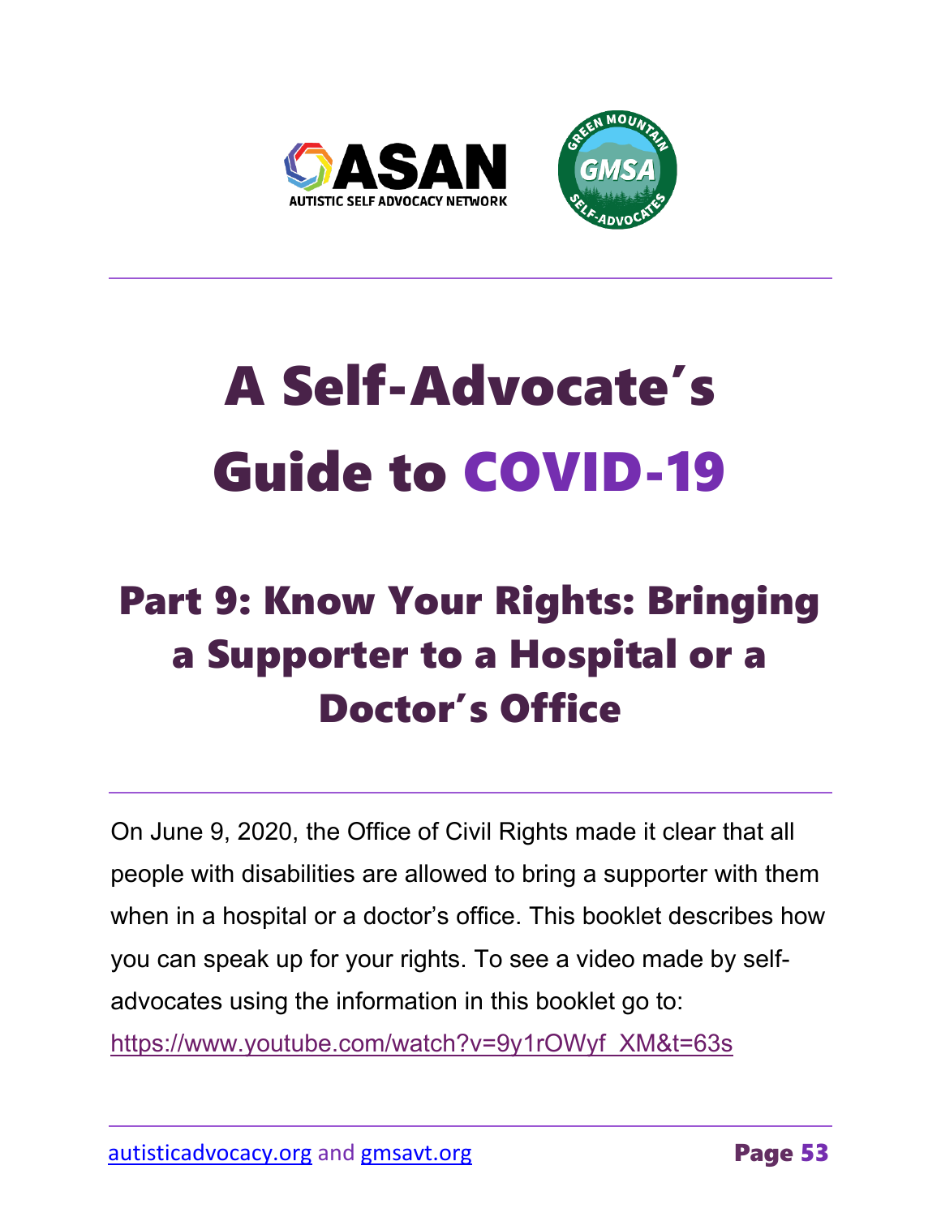# A Self-Advocate's Guide to COVID-19

## Part 9: Know Your Rights: Bringing a Supporter to a Hospital or a Doctor's Office

On June 9, 2020, the Office of Civil Rights made it clear that all people with disabilities are allowed to bring a supporter with them when in a hospital or a doctor's office. This booklet describes how you can speak up for your rights. To see a video made by self-advocates using the information in this booklet go to: https://www.youtube.com/watch?v=9y1rOWyf_XM&t=63s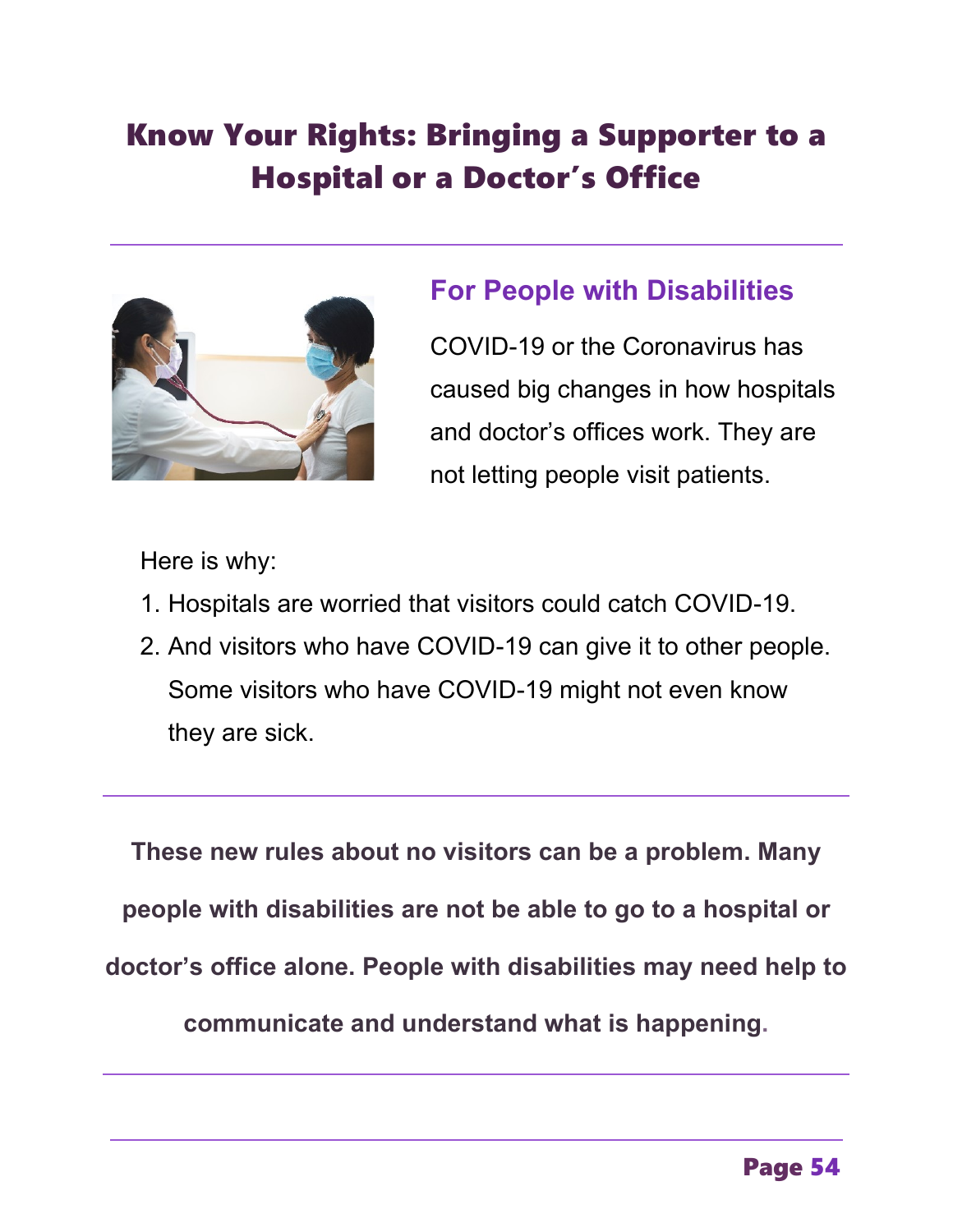# Know Your Rights: Bringing a Supporter to a Hospital or a Doctor's Office

## For People with Disabilities

COVID-19 or the Coronavirus has caused big changes in how hospitals and doctor's offices work. They are not letting people visit patients.

Here is why:

1. Hospitals are worried that visitors could catch COVID-19.
2. And visitors who have COVID-19 can give it to other people. Some visitors who have COVID-19 might not even know they are sick.

**These new rules about no visitors can be a problem. Many people with disabilities are not be able to go to a hospital or doctor's office alone. People with disabilities may need help to communicate and understand what is happening.**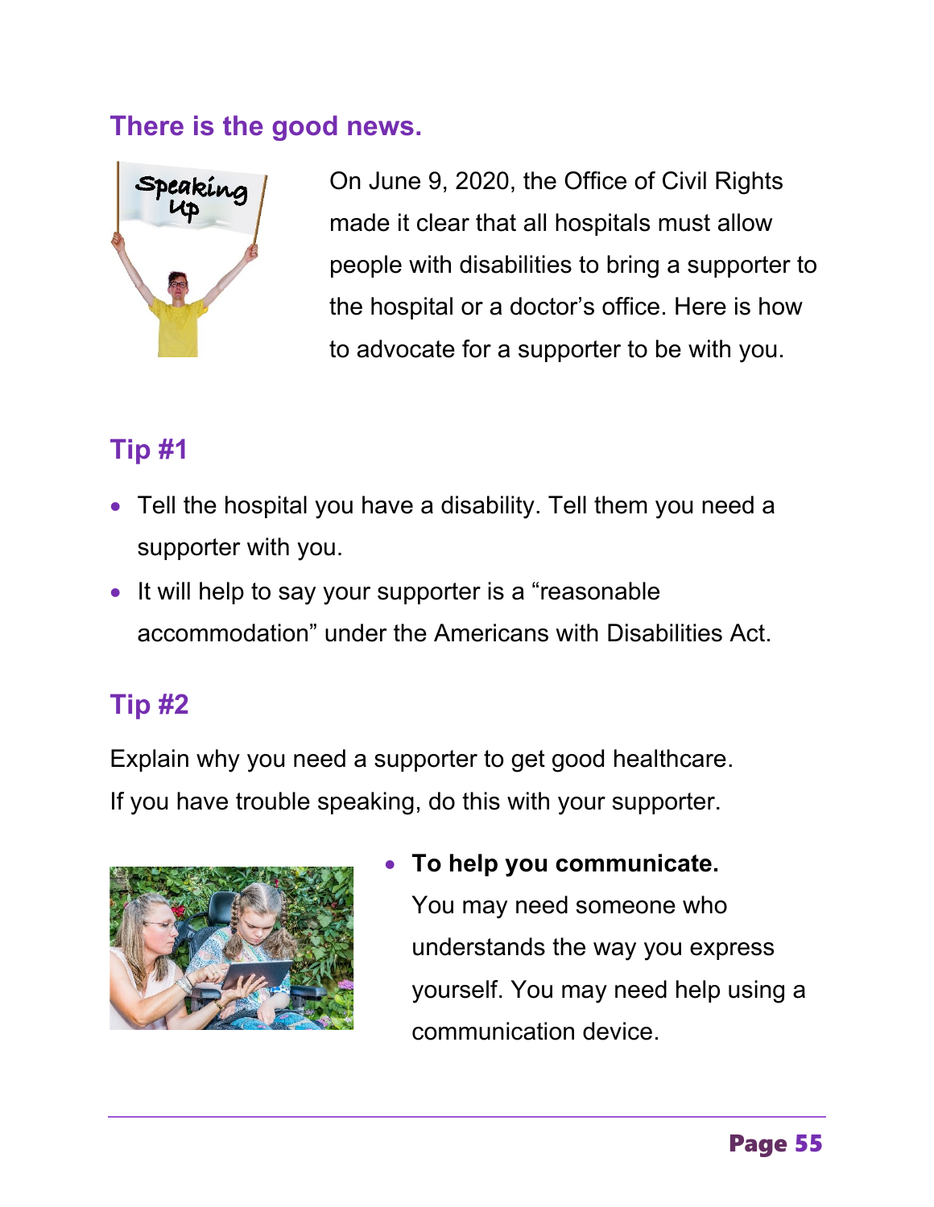## There is the good news.

On June 9, 2020, the Office of Civil Rights made it clear that all hospitals must allow people with disabilities to bring a supporter to the hospital or a doctor's office. Here is how to advocate for a supporter to be with you.

## Tip #1

- Tell the hospital you have a disability. Tell them you need a supporter with you.
- It will help to say your supporter is a "reasonable accommodation" under the Americans with Disabilities Act.

## Tip #2

Explain why you need a supporter to get good healthcare. If you have trouble speaking, do this with your supporter.

- **To help you communicate.** You may need someone who understands the way you express yourself. You may need help using a communication device.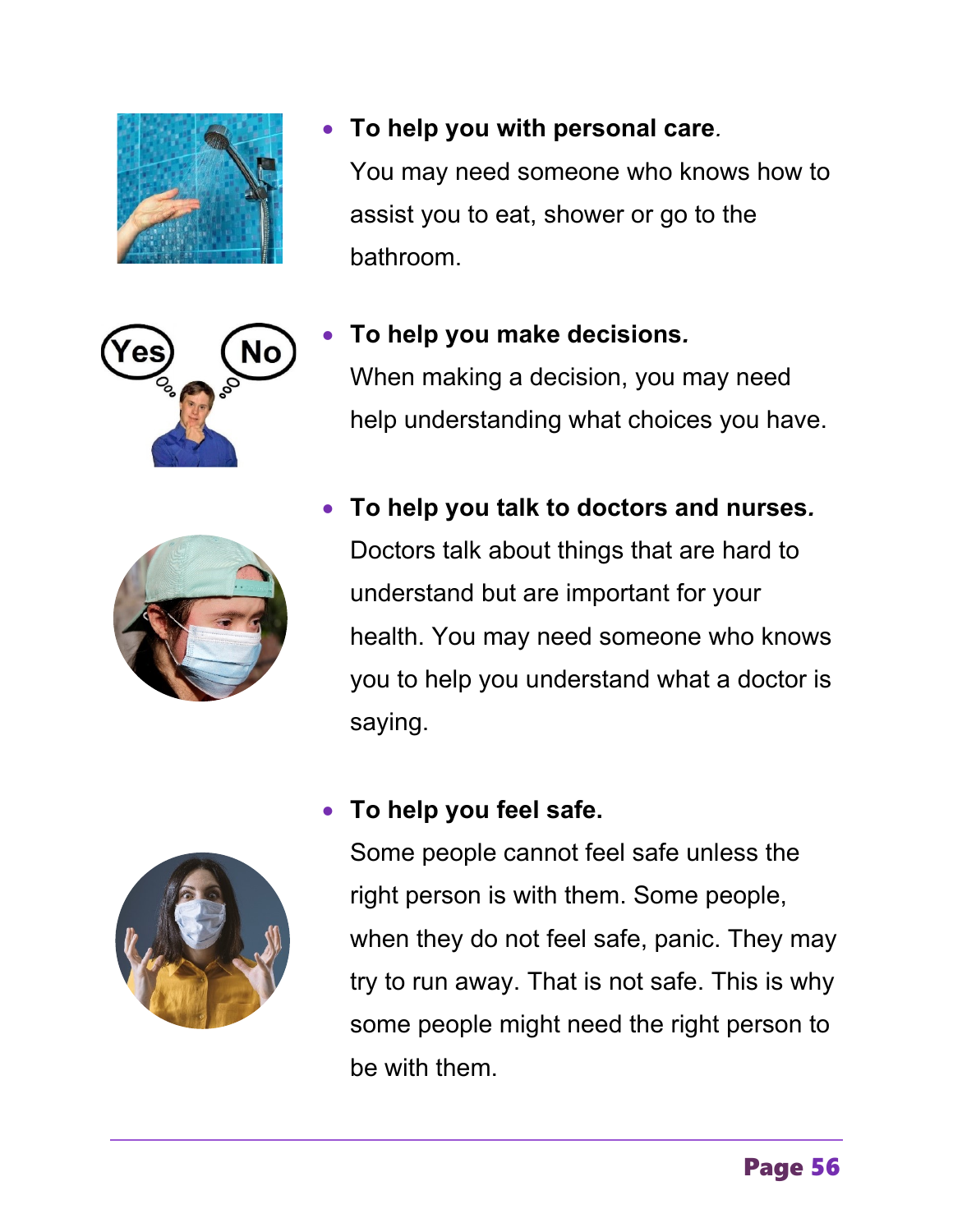- **To help you with personal care.**
  You may need someone who knows how to assist you to eat, shower or go to the bathroom.

- **To help you make decisions.**
  When making a decision, you may need help understanding what choices you have.

- **To help you talk to doctors and nurses.**
  Doctors talk about things that are hard to understand but are important for your health. You may need someone who knows you to help you understand what a doctor is saying.

- **To help you feel safe.**
  Some people cannot feel safe unless the right person is with them. Some people, when they do not feel safe, panic. They may try to run away. That is not safe. This is why some people might need the right person to be with them.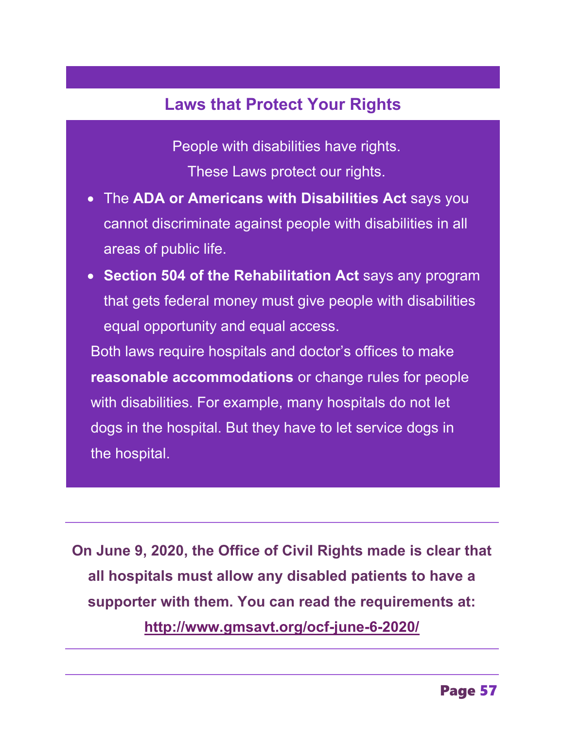## Laws that Protect Your Rights

People with disabilities have rights.

These Laws protect our rights.

- The **ADA or Americans with Disabilities Act** says you cannot discriminate against people with disabilities in all areas of public life.
- **Section 504 of the Rehabilitation Act** says any program that gets federal money must give people with disabilities equal opportunity and equal access.

Both laws require hospitals and doctor's offices to make **reasonable accommodations** or change rules for people with disabilities. For example, many hospitals do not let dogs in the hospital. But they have to let service dogs in the hospital.

---

**On June 9, 2020, the Office of Civil Rights made is clear that all hospitals must allow any disabled patients to have a supporter with them. You can read the requirements at: http://www.gmsavt.org/ocf-june-6-2020/**

---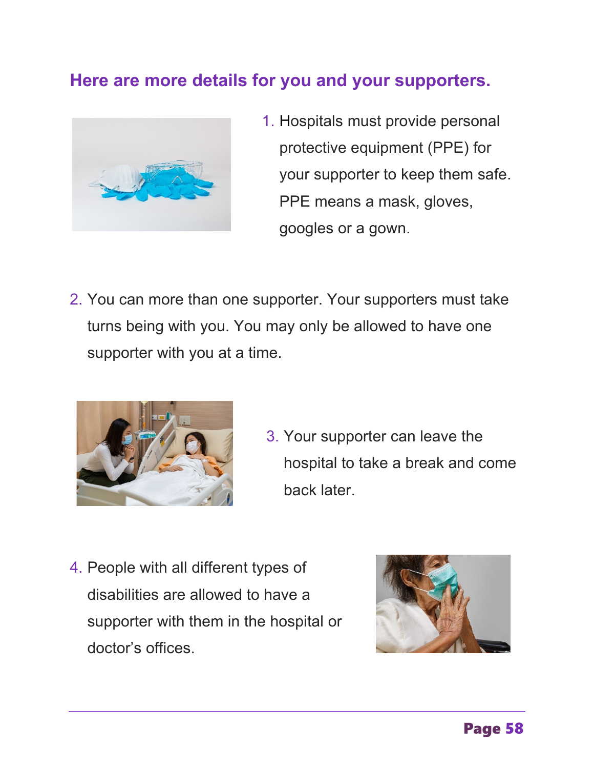## Here are more details for you and your supporters.

1. Hospitals must provide personal protective equipment (PPE) for your supporter to keep them safe. PPE means a mask, gloves, googles or a gown.

2. You can more than one supporter. Your supporters must take turns being with you. You may only be allowed to have one supporter with you at a time.

3. Your supporter can leave the hospital to take a break and come back later.

4. People with all different types of disabilities are allowed to have a supporter with them in the hospital or doctor's offices.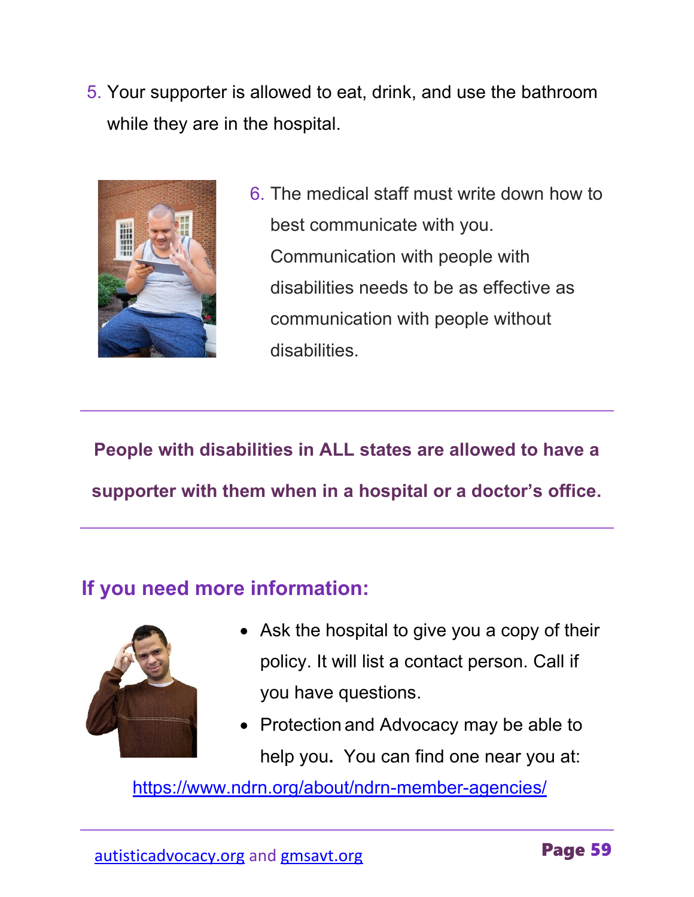5. Your supporter is allowed to eat, drink, and use the bathroom while they are in the hospital.

6. The medical staff must write down how to best communicate with you. Communication with people with disabilities needs to be as effective as communication with people without disabilities.

---

**People with disabilities in ALL states are allowed to have a supporter with them when in a hospital or a doctor's office.**

---

## If you need more information:

- Ask the hospital to give you a copy of their policy. It will list a contact person. Call if you have questions.
- Protection and Advocacy may be able to help you. You can find one near you at:

https://www.ndrn.org/about/ndrn-member-agencies/